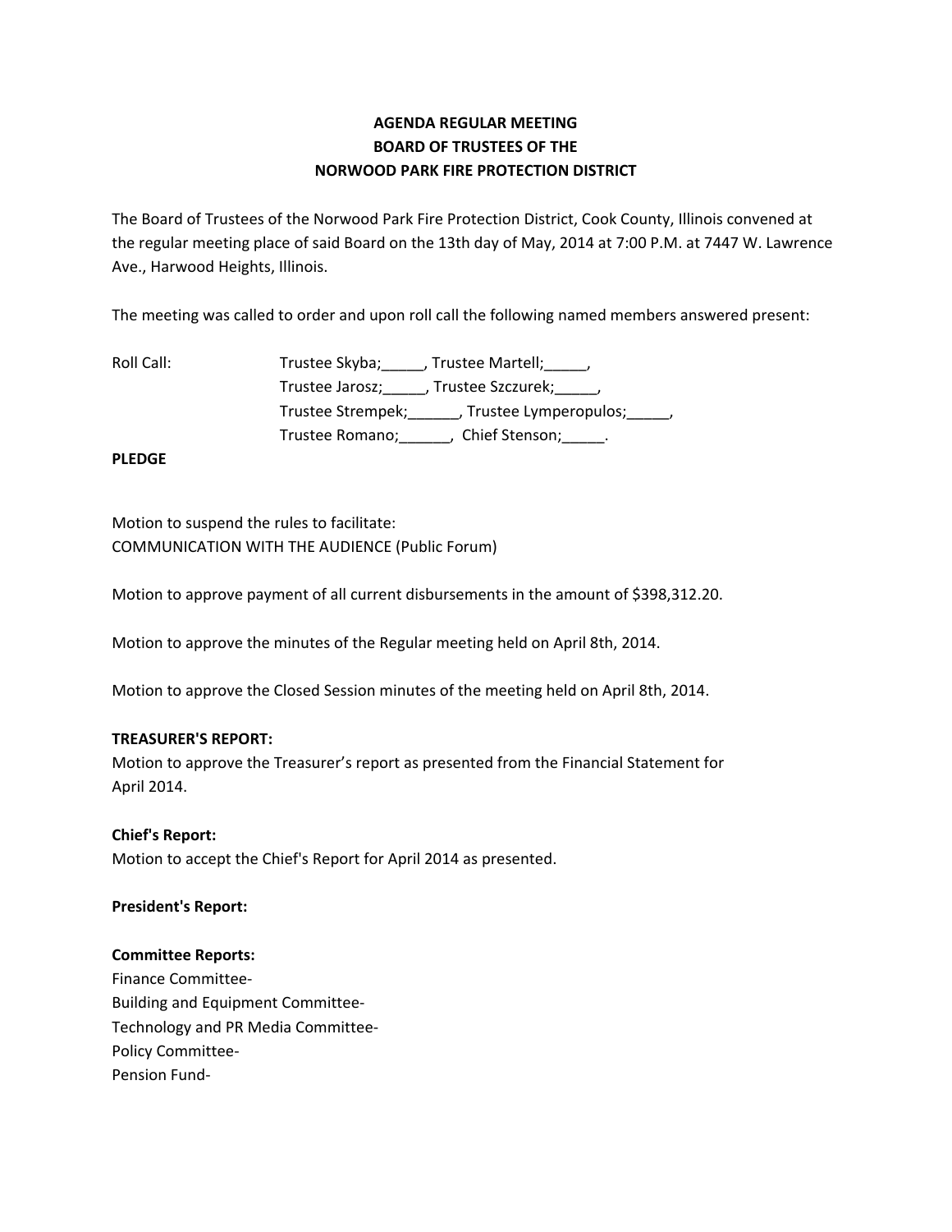**AGENDA REGULAR MEETING**
**BOARD OF TRUSTEES OF THE**
**NORWOOD PARK FIRE PROTECTION DISTRICT**

The Board of Trustees of the Norwood Park Fire Protection District, Cook County, Illinois convened at the regular meeting place of said Board on the 13th day of May, 2014 at 7:00 P.M. at 7447 W. Lawrence Ave., Harwood Heights, Illinois.

The meeting was called to order and upon roll call the following named members answered present:

Roll Call: Trustee Skyba;_____, Trustee Martell;_____,
Trustee Jarosz;_____, Trustee Szczurek;_____,
Trustee Strempek;______, Trustee Lymperopulos;_____,
Trustee Romano;______, Chief Stenson;_____.

**PLEDGE**

Motion to suspend the rules to facilitate:
COMMUNICATION WITH THE AUDIENCE (Public Forum)

Motion to approve payment of all current disbursements in the amount of $398,312.20.

Motion to approve the minutes of the Regular meeting held on April 8th, 2014.

Motion to approve the Closed Session minutes of the meeting held on April 8th, 2014.

**TREASURER'S REPORT:**
Motion to approve the Treasurer's report as presented from the Financial Statement for April 2014.

**Chief's Report:**
Motion to accept the Chief's Report for April 2014 as presented.

**President's Report:**

**Committee Reports:**
Finance Committee-
Building and Equipment Committee-
Technology and PR Media Committee-
Policy Committee-
Pension Fund-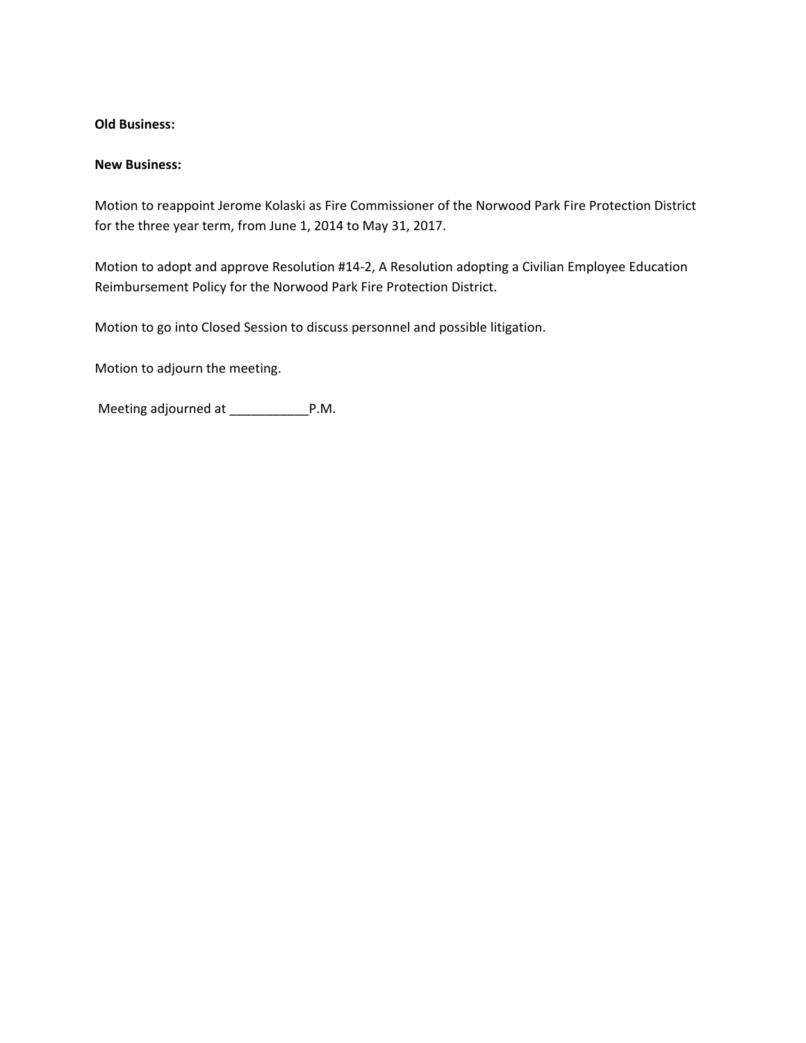**Old Business:**

**New Business:**

Motion to reappoint Jerome Kolaski as Fire Commissioner of the Norwood Park Fire Protection District for the three year term, from June 1, 2014 to May 31, 2017.

Motion to adopt and approve Resolution #14-2, A Resolution adopting a Civilian Employee Education Reimbursement Policy for the Norwood Park Fire Protection District.

Motion to go into Closed Session to discuss personnel and possible litigation.

Motion to adjourn the meeting.

Meeting adjourned at ___________P.M.